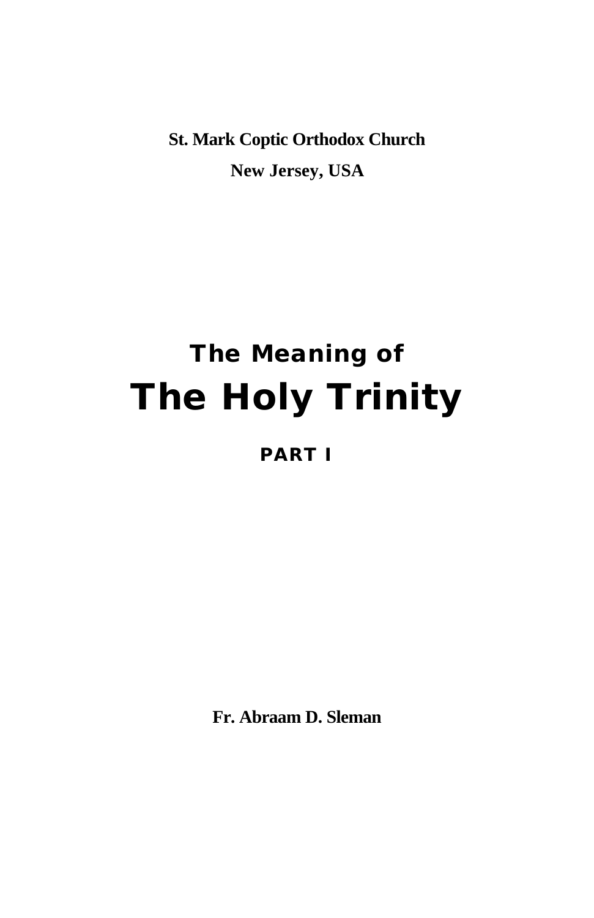**St. Mark Coptic Orthodox Church**

**New Jersey, USA**

## The Meaning of

# The Holy Trinity

### PART I

**Fr. Abraam D. Sleman**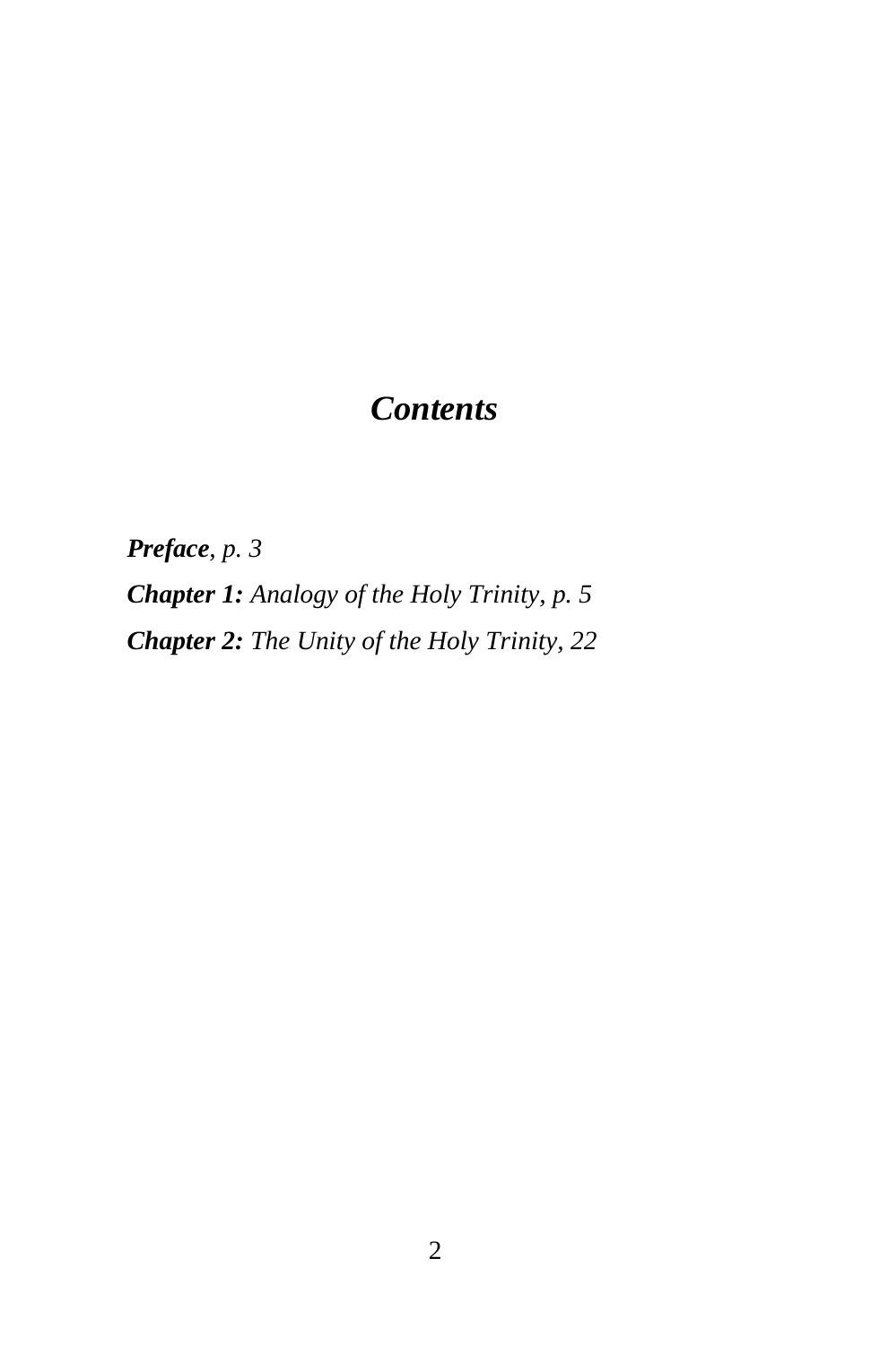# *Contents*

***Preface****, p. 3*

***Chapter 1:*** *Analogy of the Holy Trinity, p. 5*

***Chapter 2:*** *The Unity of the Holy Trinity, 22*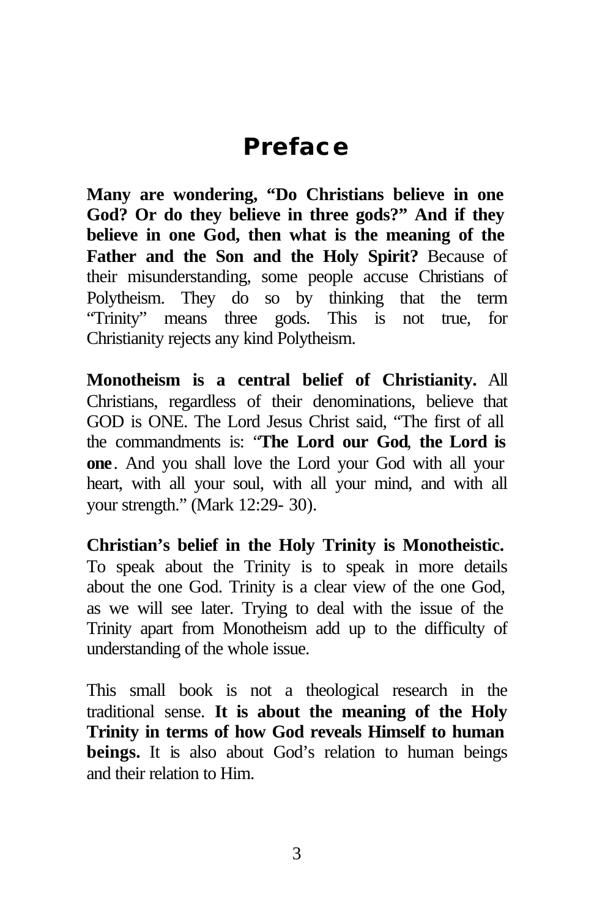# Preface

**Many are wondering, "Do Christians believe in one God? Or do they believe in three gods?" And if they believe in one God, then what is the meaning of the Father and the Son and the Holy Spirit?** Because of their misunderstanding, some people accuse Christians of Polytheism. They do so by thinking that the term "Trinity" means three gods. This is not true, for Christianity rejects any kind Polytheism.

**Monotheism is a central belief of Christianity.** All Christians, regardless of their denominations, believe that GOD is ONE. The Lord Jesus Christ said, "The first of all the commandments is: "**The Lord our God**, **the Lord is one**. And you shall love the Lord your God with all your heart, with all your soul, with all your mind, and with all your strength." (Mark 12:29- 30).

**Christian's belief in the Holy Trinity is Monotheistic.** To speak about the Trinity is to speak in more details about the one God. Trinity is a clear view of the one God, as we will see later. Trying to deal with the issue of the Trinity apart from Monotheism add up to the difficulty of understanding of the whole issue.

This small book is not a theological research in the traditional sense. **It is about the meaning of the Holy Trinity in terms of how God reveals Himself to human beings.** It is also about God's relation to human beings and their relation to Him.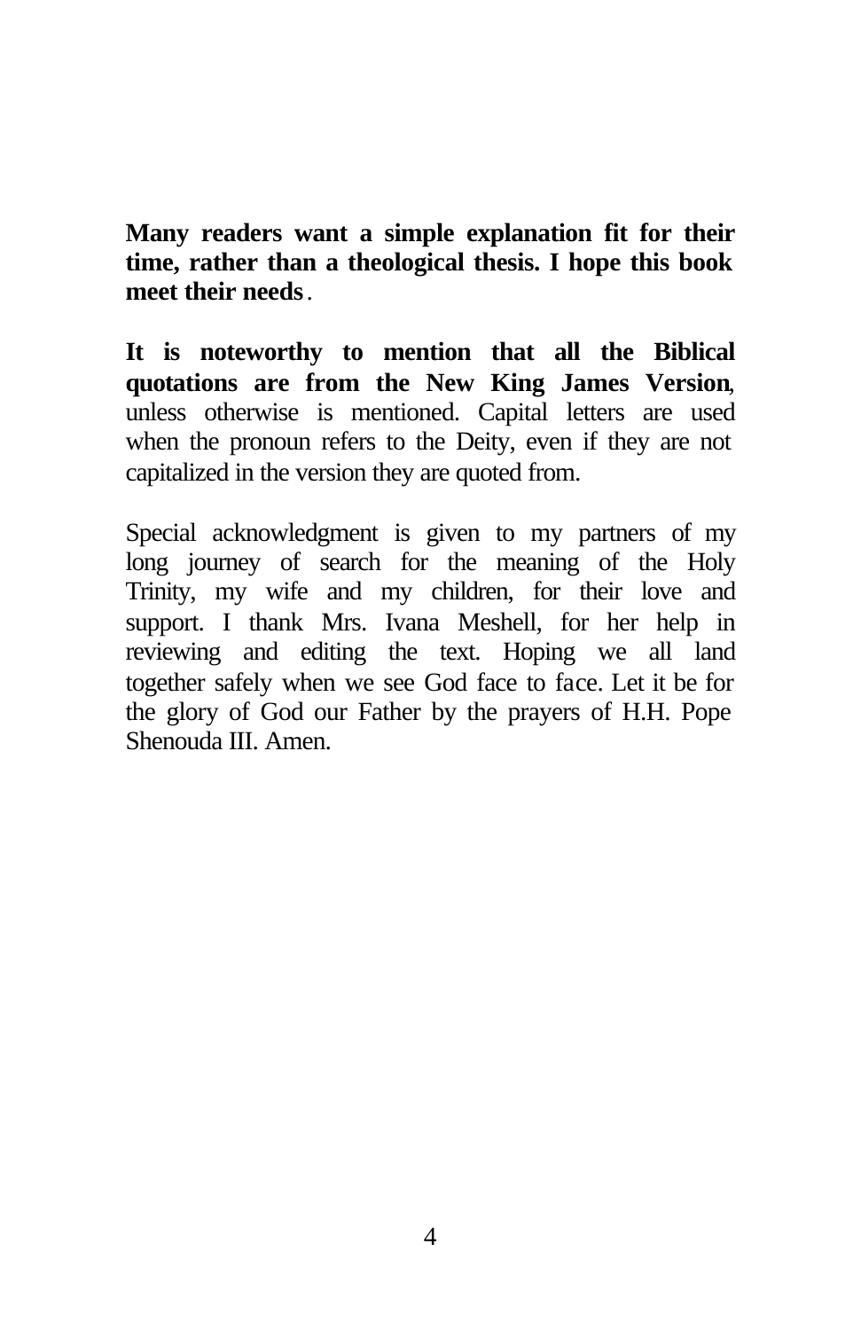**Many readers want a simple explanation fit for their time, rather than a theological thesis. I hope this book meet their needs**.

**It is noteworthy to mention that all the Biblical quotations are from the New King James Version**, unless otherwise is mentioned. Capital letters are used when the pronoun refers to the Deity, even if they are not capitalized in the version they are quoted from.

Special acknowledgment is given to my partners of my long journey of search for the meaning of the Holy Trinity, my wife and my children, for their love and support. I thank Mrs. Ivana Meshell, for her help in reviewing and editing the text. Hoping we all land together safely when we see God face to face. Let it be for the glory of God our Father by the prayers of H.H. Pope Shenouda III. Amen.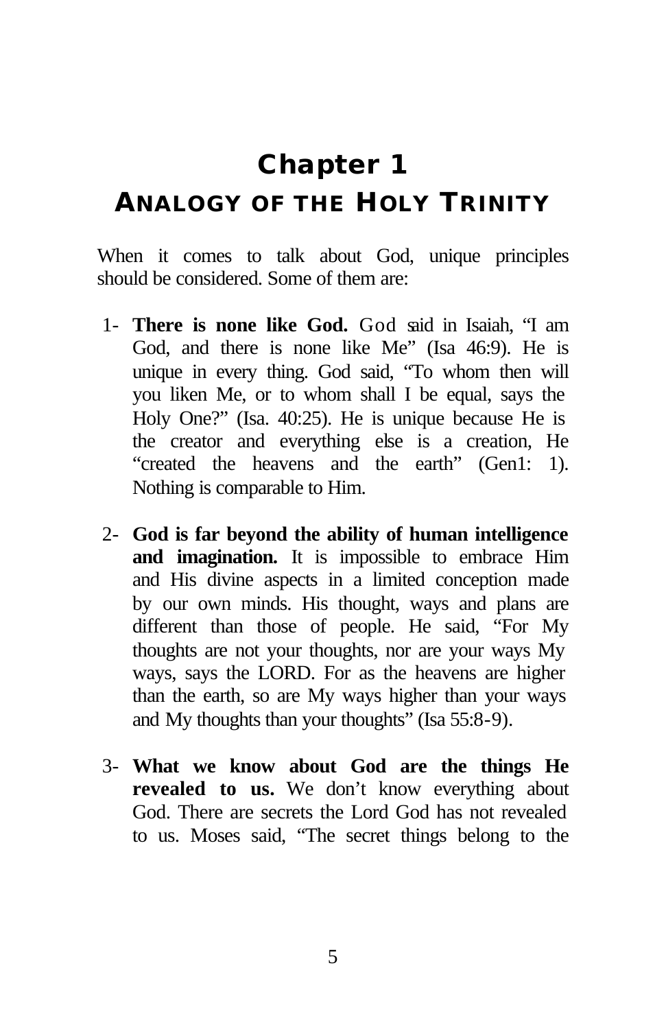# Chapter 1
## ANALOGY OF THE HOLY TRINITY

When it comes to talk about God, unique principles should be considered. Some of them are:

1- **There is none like God.** God said in Isaiah, "I am God, and there is none like Me" (Isa 46:9). He is unique in every thing. God said, "To whom then will you liken Me, or to whom shall I be equal, says the Holy One?" (Isa. 40:25). He is unique because He is the creator and everything else is a creation, He "created the heavens and the earth" (Gen1: 1). Nothing is comparable to Him.

2- **God is far beyond the ability of human intelligence and imagination.** It is impossible to embrace Him and His divine aspects in a limited conception made by our own minds. His thought, ways and plans are different than those of people. He said, "For My thoughts are not your thoughts, nor are your ways My ways, says the LORD. For as the heavens are higher than the earth, so are My ways higher than your ways and My thoughts than your thoughts" (Isa 55:8-9).

3- **What we know about God are the things He revealed to us.** We don't know everything about God. There are secrets the Lord God has not revealed to us. Moses said, "The secret things belong to the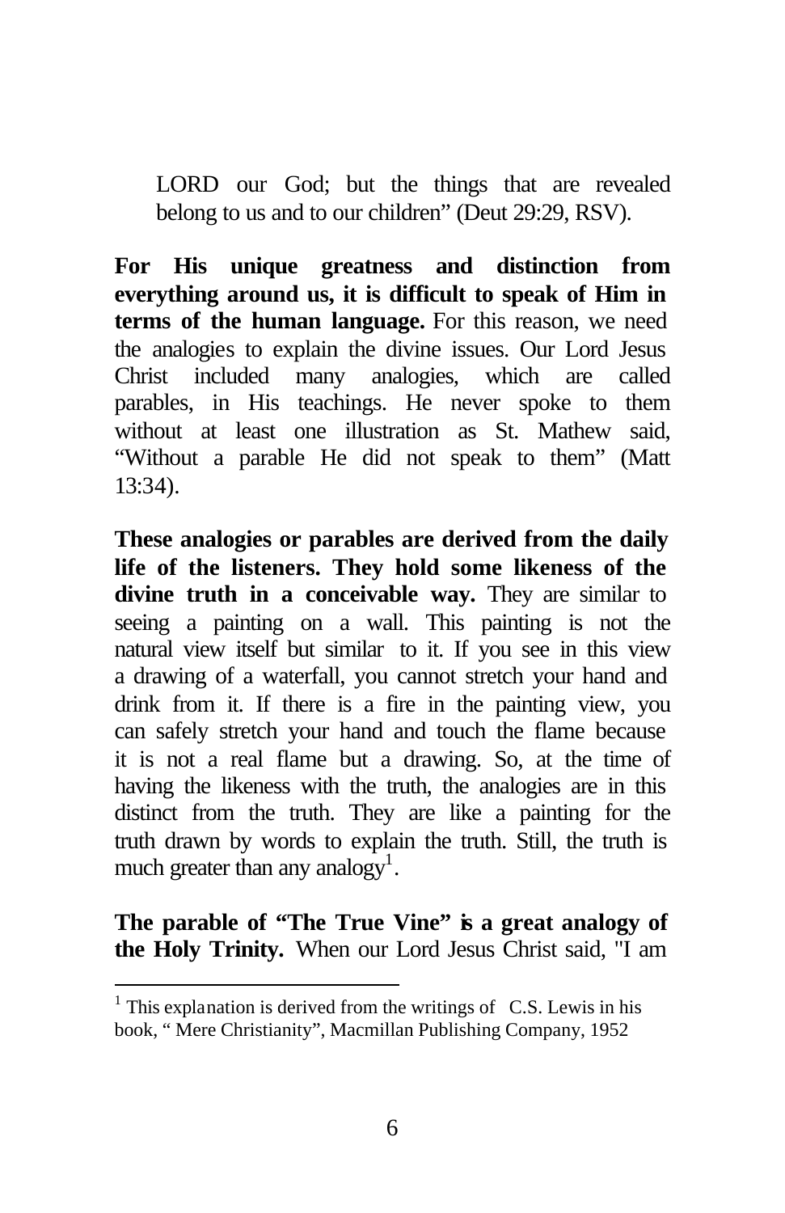LORD our God; but the things that are revealed belong to us and to our children" (Deut 29:29, RSV).

**For His unique greatness and distinction from everything around us, it is difficult to speak of Him in terms of the human language.** For this reason, we need the analogies to explain the divine issues. Our Lord Jesus Christ included many analogies, which are called parables, in His teachings. He never spoke to them without at least one illustration as St. Mathew said, "Without a parable He did not speak to them" (Matt 13:34).

**These analogies or parables are derived from the daily life of the listeners. They hold some likeness of the divine truth in a conceivable way.** They are similar to seeing a painting on a wall. This painting is not the natural view itself but similar to it. If you see in this view a drawing of a waterfall, you cannot stretch your hand and drink from it. If there is a fire in the painting view, you can safely stretch your hand and touch the flame because it is not a real flame but a drawing. So, at the time of having the likeness with the truth, the analogies are in this distinct from the truth. They are like a painting for the truth drawn by words to explain the truth. Still, the truth is much greater than any analogy[1].

**The parable of "The True Vine" is a great analogy of the Holy Trinity.** When our Lord Jesus Christ said, "I am

---

[1] This explanation is derived from the writings of C.S. Lewis in his book, " Mere Christianity", Macmillan Publishing Company, 1952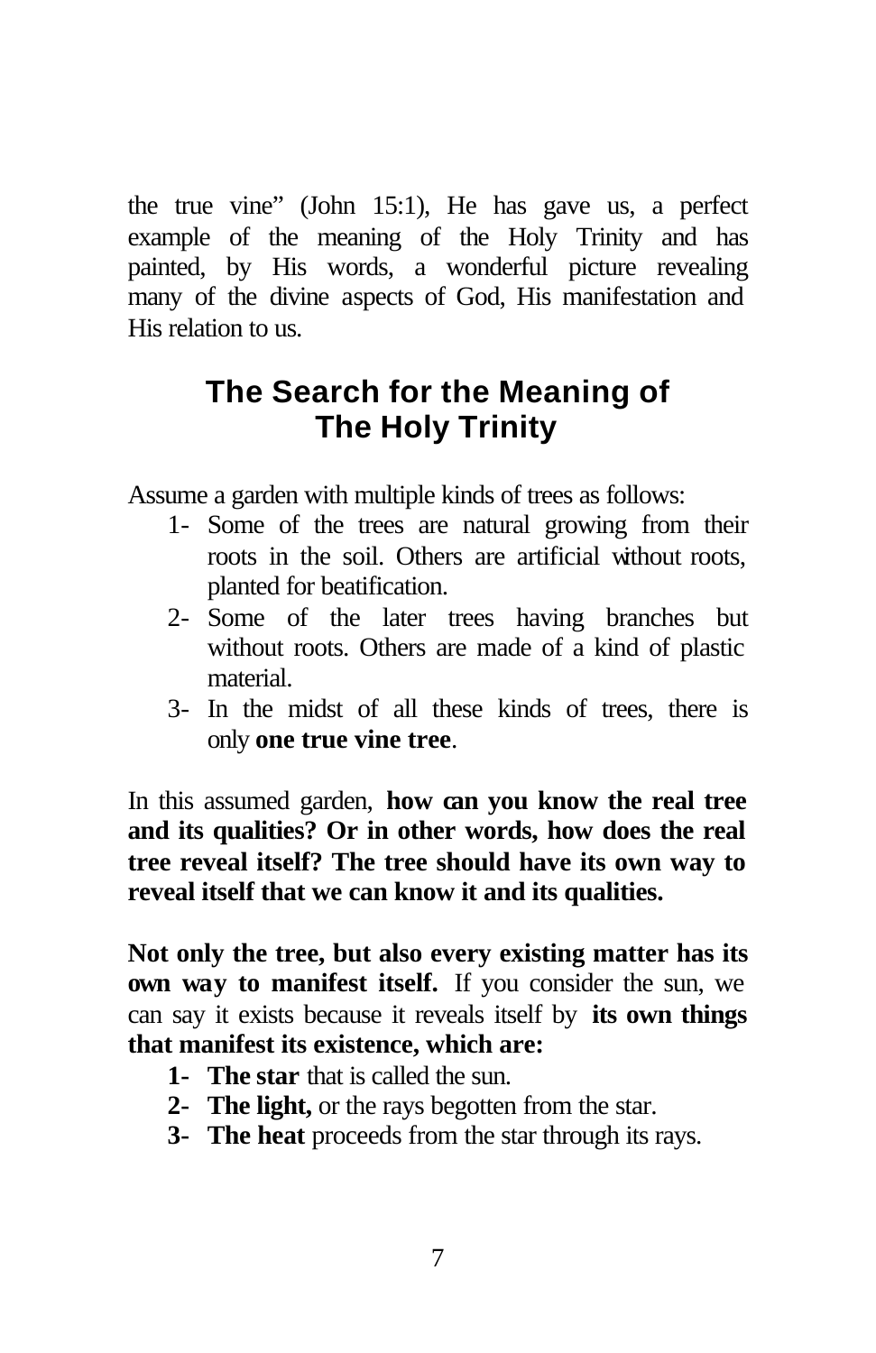the true vine" (John 15:1), He has gave us, a perfect example of the meaning of the Holy Trinity and has painted, by His words, a wonderful picture revealing many of the divine aspects of God, His manifestation and His relation to us.

## The Search for the Meaning of The Holy Trinity

Assume a garden with multiple kinds of trees as follows:

1- Some of the trees are natural growing from their roots in the soil. Others are artificial without roots, planted for beatification.
2- Some of the later trees having branches but without roots. Others are made of a kind of plastic material.
3- In the midst of all these kinds of trees, there is only **one true vine tree**.

In this assumed garden, **how can you know the real tree and its qualities? Or in other words, how does the real tree reveal itself? The tree should have its own way to reveal itself that we can know it and its qualities.**

**Not only the tree, but also every existing matter has its own way to manifest itself.** If you consider the sun, we can say it exists because it reveals itself by **its own things that manifest its existence, which are:**

1- **The star** that is called the sun.
2- **The light,** or the rays begotten from the star.
3- **The heat** proceeds from the star through its rays.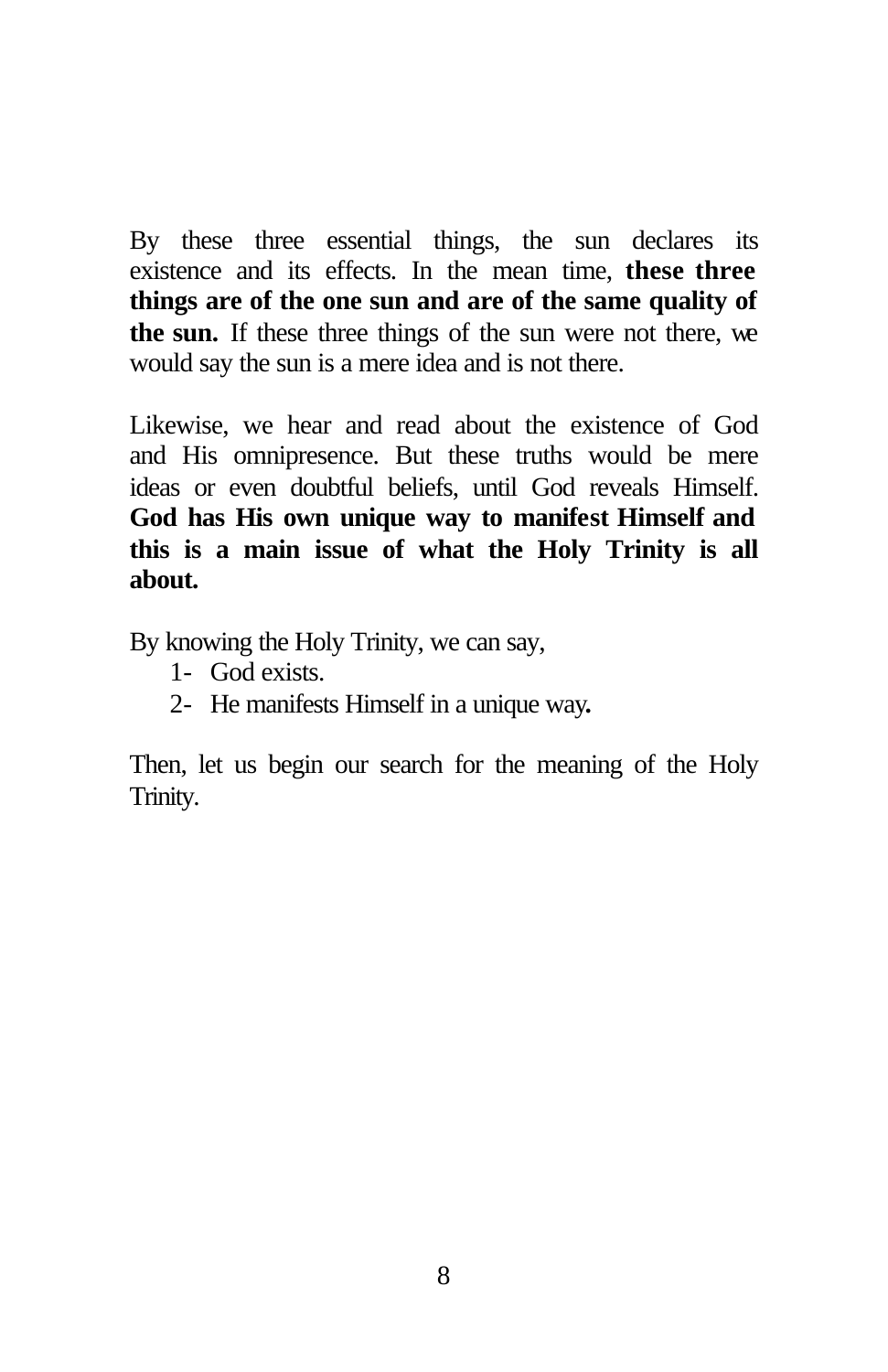By these three essential things, the sun declares its existence and its effects. In the mean time, **these three things are of the one sun and are of the same quality of the sun.** If these three things of the sun were not there, we would say the sun is a mere idea and is not there.

Likewise, we hear and read about the existence of God and His omnipresence. But these truths would be mere ideas or even doubtful beliefs, until God reveals Himself. **God has His own unique way to manifest Himself and this is a main issue of what the Holy Trinity is all about.**

By knowing the Holy Trinity, we can say,

1- God exists.
2- He manifests Himself in a unique way**.**

Then, let us begin our search for the meaning of the Holy Trinity.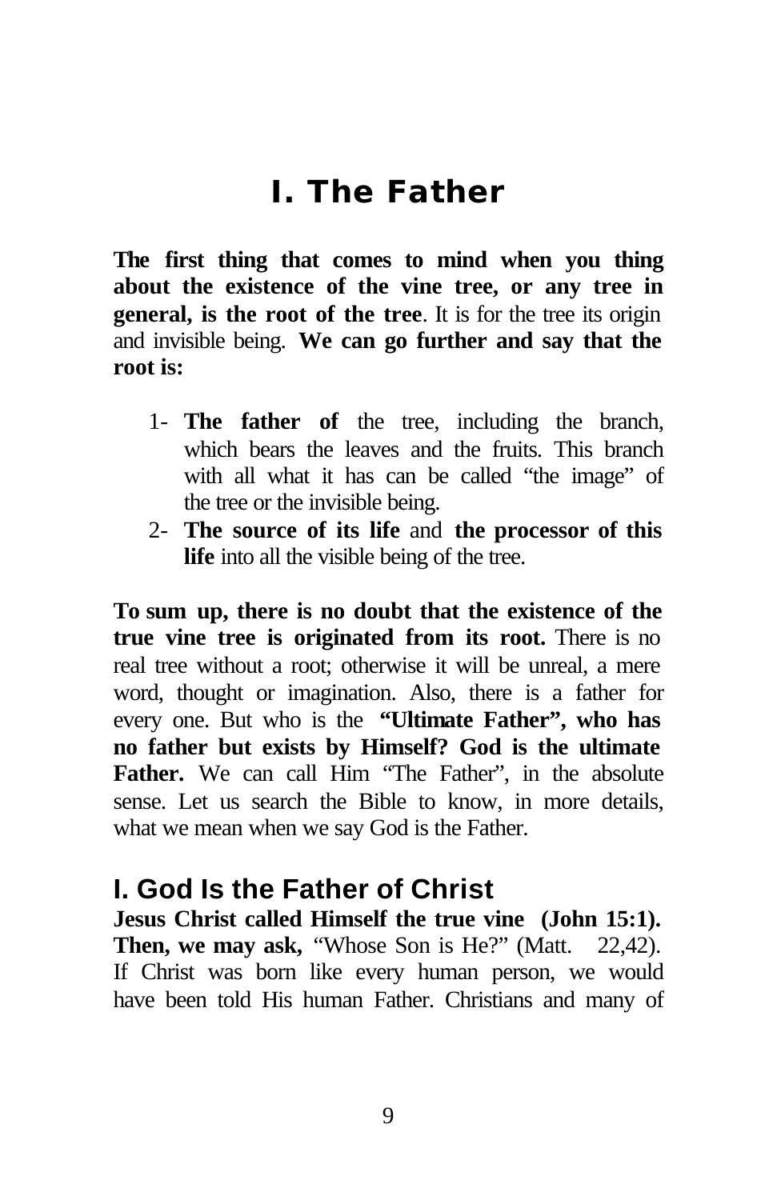# I. The Father

**The first thing that comes to mind when you thing about the existence of the vine tree, or any tree in general, is the root of the tree**. It is for the tree its origin and invisible being. **We can go further and say that the root is:**

1- **The father of** the tree, including the branch, which bears the leaves and the fruits. This branch with all what it has can be called "the image" of the tree or the invisible being.
2- **The source of its life** and **the processor of this life** into all the visible being of the tree.

**To sum up, there is no doubt that the existence of the true vine tree is originated from its root.** There is no real tree without a root; otherwise it will be unreal, a mere word, thought or imagination. Also, there is a father for every one. But who is the **"Ultimate Father", who has no father but exists by Himself? God is the ultimate Father.** We can call Him "The Father", in the absolute sense. Let us search the Bible to know, in more details, what we mean when we say God is the Father.

## I. God Is the Father of Christ

**Jesus Christ called Himself the true vine (John 15:1). Then, we may ask,** "Whose Son is He?" (Matt. 22,42). If Christ was born like every human person, we would have been told His human Father. Christians and many of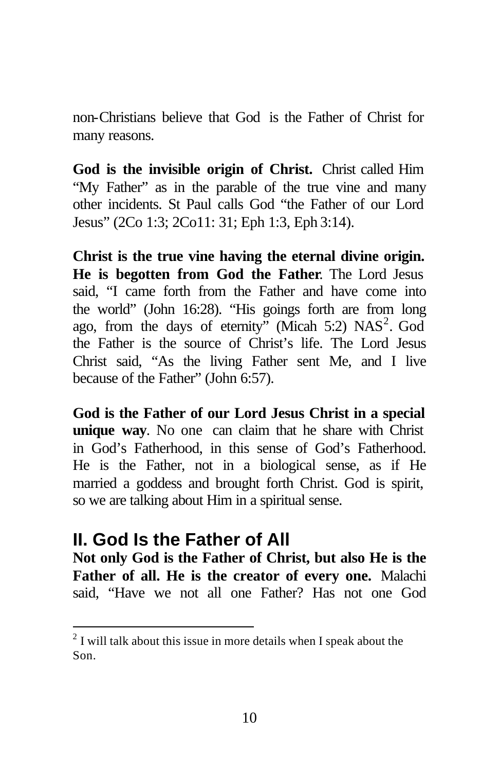non-Christians believe that God is the Father of Christ for many reasons.

**God is the invisible origin of Christ.** Christ called Him "My Father" as in the parable of the true vine and many other incidents. St Paul calls God "the Father of our Lord Jesus" (2Co 1:3; 2Co11: 31; Eph 1:3, Eph 3:14).

**Christ is the true vine having the eternal divine origin. He is begotten from God the Father**. The Lord Jesus said, "I came forth from the Father and have come into the world" (John 16:28). "His goings forth are from long ago, from the days of eternity" (Micah 5:2) NAS[2]. God the Father is the source of Christ's life. The Lord Jesus Christ said, "As the living Father sent Me, and I live because of the Father" (John 6:57).

**God is the Father of our Lord Jesus Christ in a special unique way**. No one can claim that he share with Christ in God's Fatherhood, in this sense of God's Fatherhood. He is the Father, not in a biological sense, as if He married a goddess and brought forth Christ. God is spirit, so we are talking about Him in a spiritual sense.

## II. God Is the Father of All

**Not only God is the Father of Christ, but also He is the Father of all. He is the creator of every one.** Malachi said, "Have we not all one Father? Has not one God

---

[2] I will talk about this issue in more details when I speak about the Son.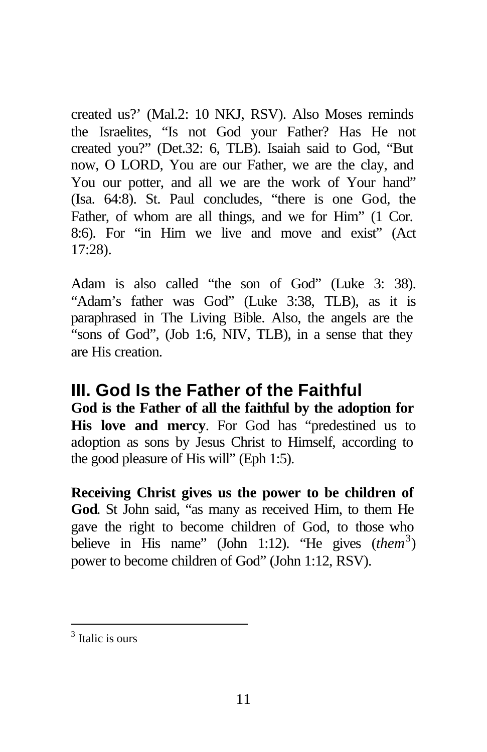created us?' (Mal.2: 10 NKJ, RSV). Also Moses reminds the Israelites, "Is not God your Father? Has He not created you?" (Det.32: 6, TLB). Isaiah said to God, "But now, O LORD, You are our Father, we are the clay, and You our potter, and all we are the work of Your hand" (Isa. 64:8). St. Paul concludes, "there is one God, the Father, of whom are all things, and we for Him" (1 Cor. 8:6). For "in Him we live and move and exist" (Act 17:28).

Adam is also called "the son of God" (Luke 3: 38). "Adam's father was God" (Luke 3:38, TLB), as it is paraphrased in The Living Bible. Also, the angels are the "sons of God", (Job 1:6, NIV, TLB), in a sense that they are His creation.

## III. God Is the Father of the Faithful

**God is the Father of all the faithful by the adoption for His love and mercy**. For God has "predestined us to adoption as sons by Jesus Christ to Himself, according to the good pleasure of His will" (Eph 1:5).

**Receiving Christ gives us the power to be children of God**. St John said, "as many as received Him, to them He gave the right to become children of God, to those who believe in His name" (John 1:12). "He gives (*them*[3]) power to become children of God" (John 1:12, RSV).

---

[3] Italic is ours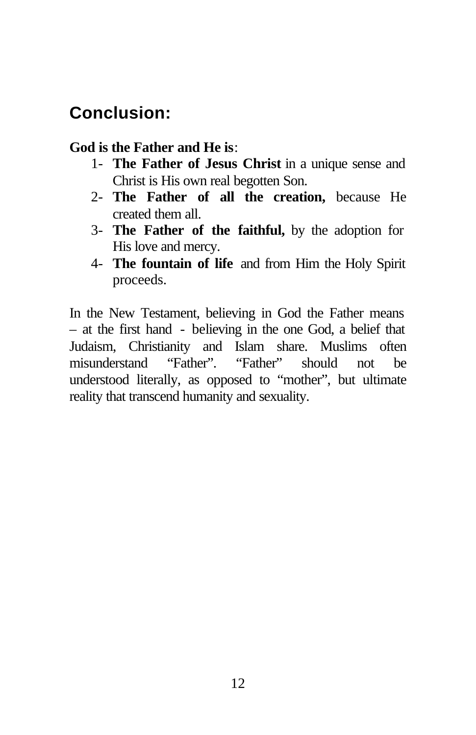## Conclusion:

**God is the Father and He is**:

1- **The Father of Jesus Christ** in a unique sense and Christ is His own real begotten Son.
2- **The Father of all the creation,** because He created them all.
3- **The Father of the faithful,** by the adoption for His love and mercy.
4- **The fountain of life** and from Him the Holy Spirit proceeds.

In the New Testament, believing in God the Father means – at the first hand - believing in the one God, a belief that Judaism, Christianity and Islam share. Muslims often misunderstand “Father”. “Father” should not be understood literally, as opposed to “mother”, but ultimate reality that transcend humanity and sexuality.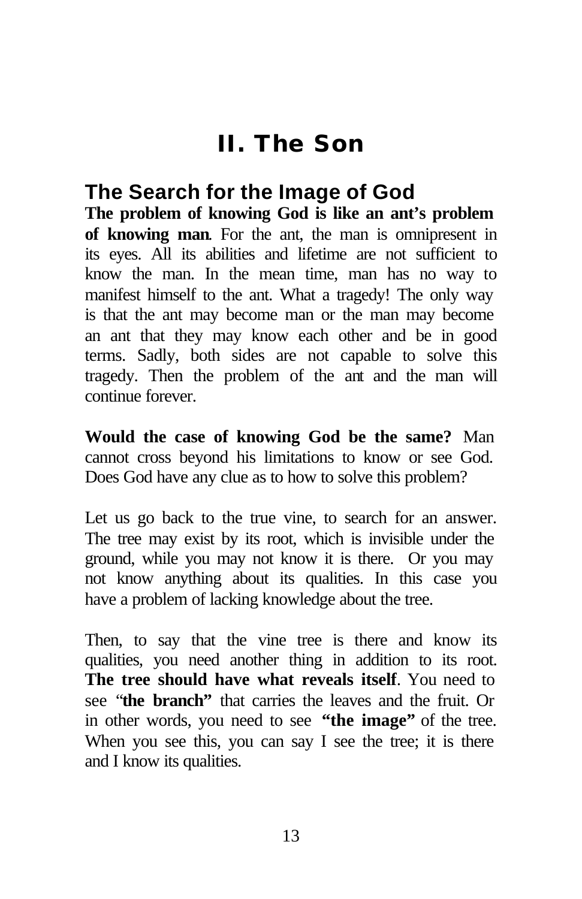# II. The Son

## The Search for the Image of God

**The problem of knowing God is like an ant's problem of knowing man**. For the ant, the man is omnipresent in its eyes. All its abilities and lifetime are not sufficient to know the man. In the mean time, man has no way to manifest himself to the ant. What a tragedy! The only way is that the ant may become man or the man may become an ant that they may know each other and be in good terms. Sadly, both sides are not capable to solve this tragedy. Then the problem of the ant and the man will continue forever.

**Would the case of knowing God be the same?** Man cannot cross beyond his limitations to know or see God. Does God have any clue as to how to solve this problem?

Let us go back to the true vine, to search for an answer. The tree may exist by its root, which is invisible under the ground, while you may not know it is there. Or you may not know anything about its qualities. In this case you have a problem of lacking knowledge about the tree.

Then, to say that the vine tree is there and know its qualities, you need another thing in addition to its root. **The tree should have what reveals itself**. You need to see "**the branch"** that carries the leaves and the fruit. Or in other words, you need to see **"the image"** of the tree. When you see this, you can say I see the tree; it is there and I know its qualities.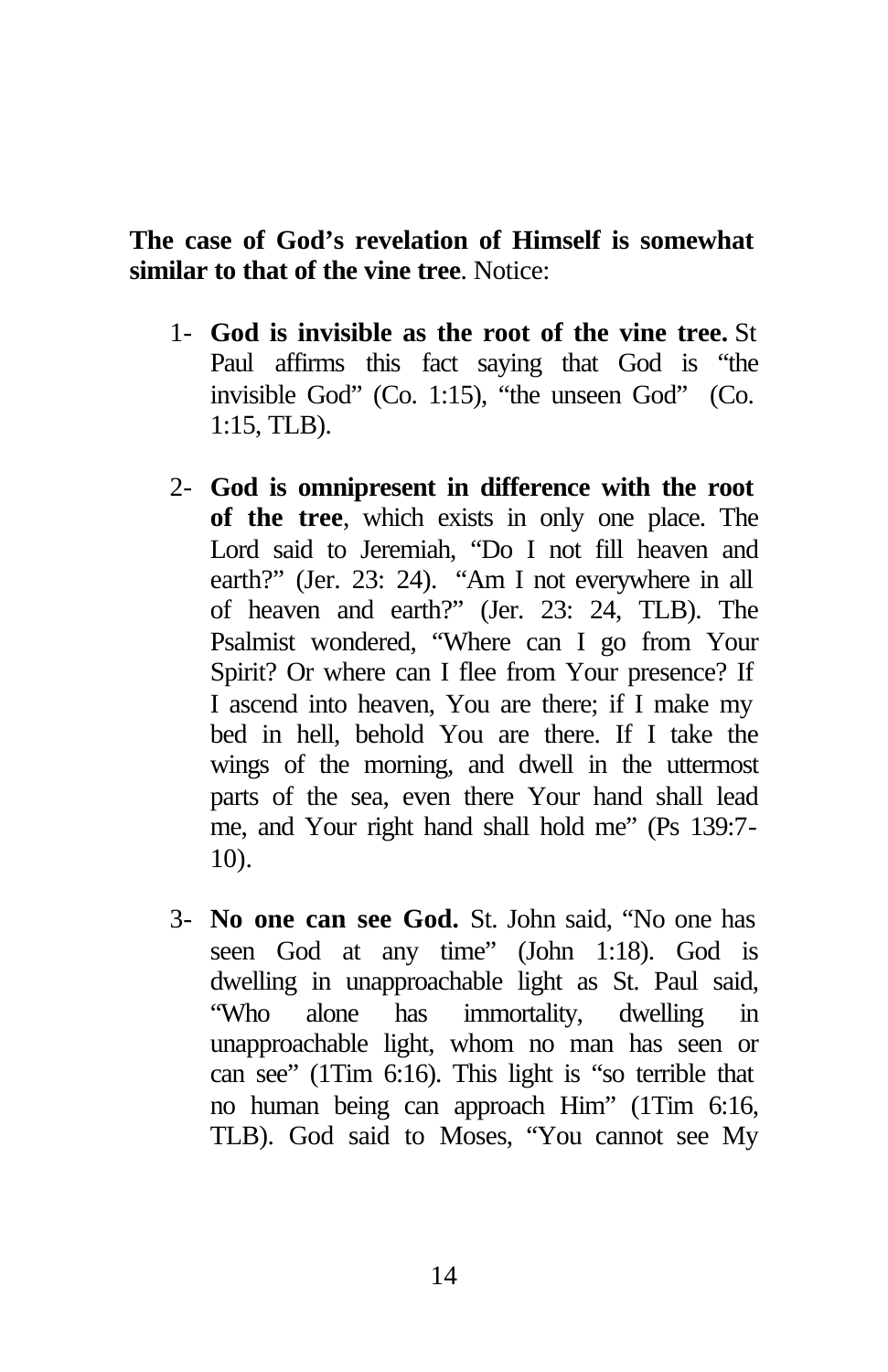**The case of God's revelation of Himself is somewhat similar to that of the vine tree**. Notice:

1- **God is invisible as the root of the vine tree.** St Paul affirms this fact saying that God is "the invisible God" (Co. 1:15), "the unseen God" (Co. 1:15, TLB).

2- **God is omnipresent in difference with the root of the tree**, which exists in only one place. The Lord said to Jeremiah, "Do I not fill heaven and earth?" (Jer. 23: 24). "Am I not everywhere in all of heaven and earth?" (Jer. 23: 24, TLB). The Psalmist wondered, "Where can I go from Your Spirit? Or where can I flee from Your presence? If I ascend into heaven, You are there; if I make my bed in hell, behold You are there. If I take the wings of the morning, and dwell in the uttermost parts of the sea, even there Your hand shall lead me, and Your right hand shall hold me" (Ps 139:7-10).

3- **No one can see God.** St. John said, "No one has seen God at any time" (John 1:18). God is dwelling in unapproachable light as St. Paul said, "Who alone has immortality, dwelling in unapproachable light, whom no man has seen or can see" (1Tim 6:16). This light is "so terrible that no human being can approach Him" (1Tim 6:16, TLB). God said to Moses, "You cannot see My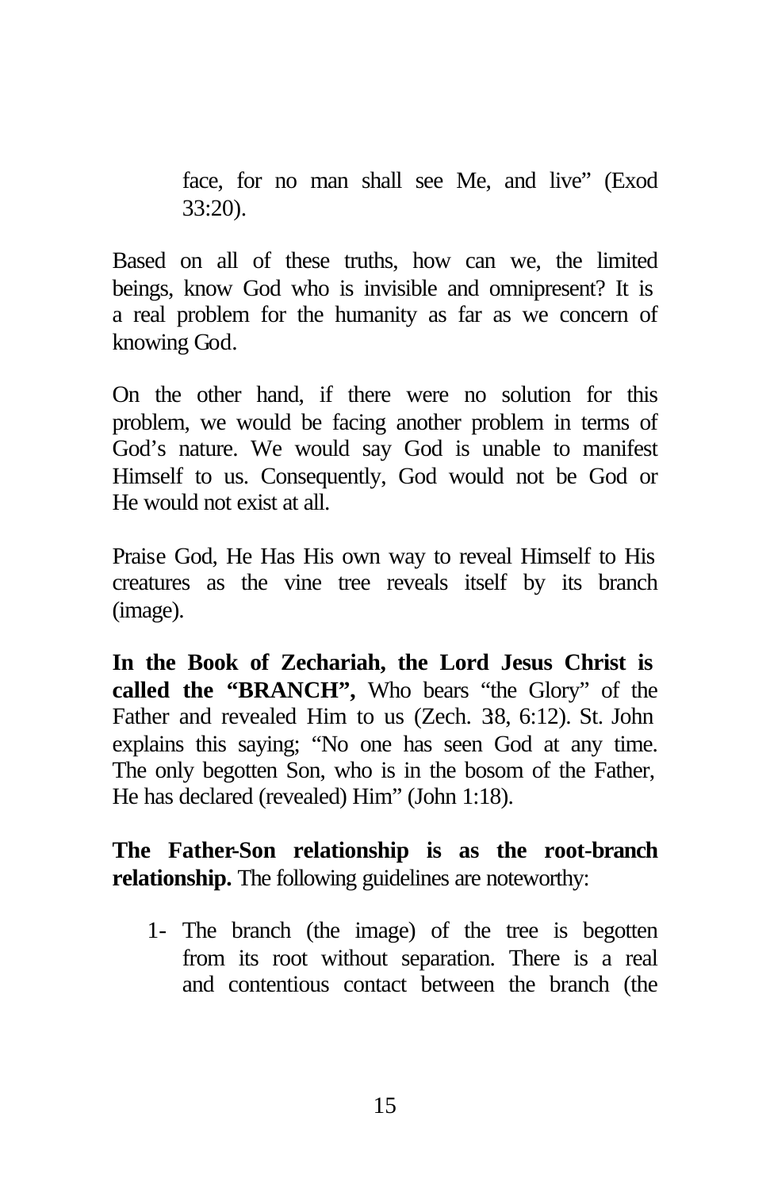face, for no man shall see Me, and live" (Exod 33:20).

Based on all of these truths, how can we, the limited beings, know God who is invisible and omnipresent? It is a real problem for the humanity as far as we concern of knowing God.

On the other hand, if there were no solution for this problem, we would be facing another problem in terms of God's nature. We would say God is unable to manifest Himself to us. Consequently, God would not be God or He would not exist at all.

Praise God, He Has His own way to reveal Himself to His creatures as the vine tree reveals itself by its branch (image).

**In the Book of Zechariah, the Lord Jesus Christ is called the "BRANCH",** Who bears "the Glory" of the Father and revealed Him to us (Zech. 3:8, 6:12). St. John explains this saying; "No one has seen God at any time. The only begotten Son, who is in the bosom of the Father, He has declared (revealed) Him" (John 1:18).

**The Father-Son relationship is as the root-branch relationship.** The following guidelines are noteworthy:

1- The branch (the image) of the tree is begotten from its root without separation. There is a real and contentious contact between the branch (the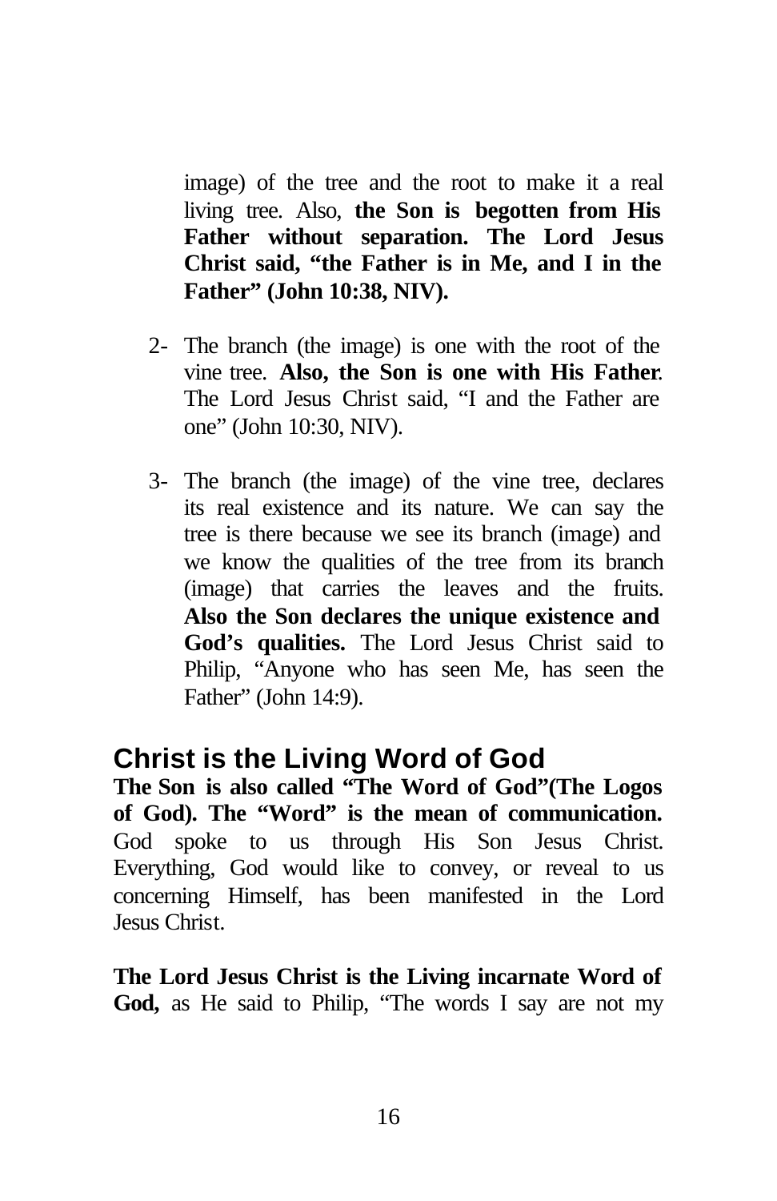image) of the tree and the root to make it a real living tree. Also, **the Son is begotten from His Father without separation. The Lord Jesus Christ said, "the Father is in Me, and I in the Father" (John 10:38, NIV).**

2- The branch (the image) is one with the root of the vine tree. **Also, the Son is one with His Father**. The Lord Jesus Christ said, "I and the Father are one" (John 10:30, NIV).

3- The branch (the image) of the vine tree, declares its real existence and its nature. We can say the tree is there because we see its branch (image) and we know the qualities of the tree from its branch (image) that carries the leaves and the fruits. **Also the Son declares the unique existence and God's qualities.** The Lord Jesus Christ said to Philip, "Anyone who has seen Me, has seen the Father" (John 14:9).

## Christ is the Living Word of God

**The Son is also called "The Word of God"(The Logos of God). The "Word" is the mean of communication.** God spoke to us through His Son Jesus Christ. Everything, God would like to convey, or reveal to us concerning Himself, has been manifested in the Lord Jesus Christ.

**The Lord Jesus Christ is the Living incarnate Word of God,** as He said to Philip, "The words I say are not my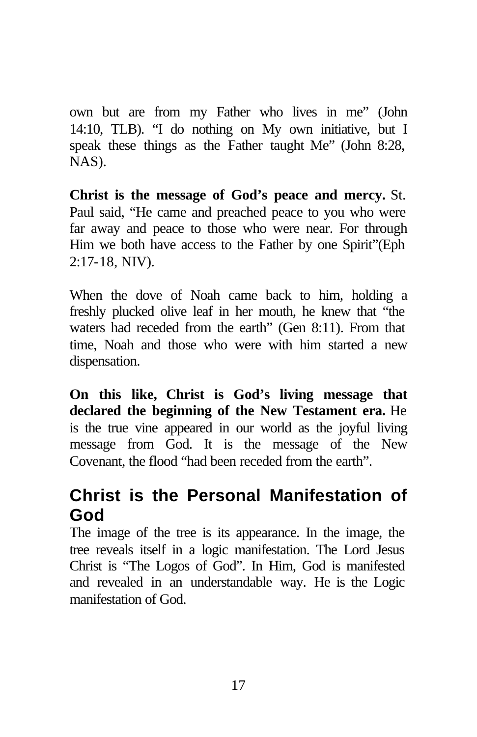own but are from my Father who lives in me" (John 14:10, TLB). "I do nothing on My own initiative, but I speak these things as the Father taught Me" (John 8:28, NAS).

**Christ is the message of God's peace and mercy.** St. Paul said, "He came and preached peace to you who were far away and peace to those who were near. For through Him we both have access to the Father by one Spirit"(Eph 2:17-18, NIV).

When the dove of Noah came back to him, holding a freshly plucked olive leaf in her mouth, he knew that "the waters had receded from the earth" (Gen 8:11). From that time, Noah and those who were with him started a new dispensation.

**On this like, Christ is God's living message that declared the beginning of the New Testament era.** He is the true vine appeared in our world as the joyful living message from God. It is the message of the New Covenant, the flood "had been receded from the earth".

## Christ is the Personal Manifestation of God

The image of the tree is its appearance. In the image, the tree reveals itself in a logic manifestation. The Lord Jesus Christ is "The Logos of God". In Him, God is manifested and revealed in an understandable way. He is the Logic manifestation of God.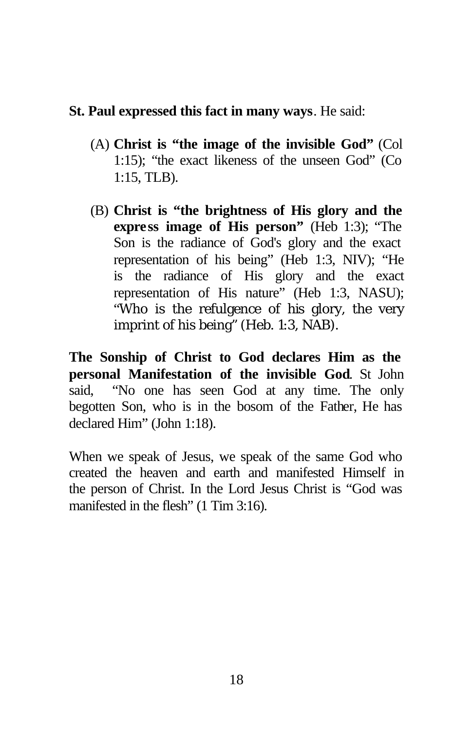**St. Paul expressed this fact in many ways**. He said:

(A) **Christ is "the image of the invisible God"** (Col 1:15); "the exact likeness of the unseen God" (Co 1:15, TLB).

(B) **Christ is "the brightness of His glory and the express image of His person"** (Heb 1:3); "The Son is the radiance of God's glory and the exact representation of his being" (Heb 1:3, NIV); "He is the radiance of His glory and the exact representation of His nature" (Heb 1:3, NASU); "Who is the refulgence of his glory, the very imprint of his being" (Heb. 1:3, NAB).

**The Sonship of Christ to God declares Him as the personal Manifestation of the invisible God**. St John said, "No one has seen God at any time. The only begotten Son, who is in the bosom of the Father, He has declared Him" (John 1:18).

When we speak of Jesus, we speak of the same God who created the heaven and earth and manifested Himself in the person of Christ. In the Lord Jesus Christ is "God was manifested in the flesh" (1 Tim 3:16).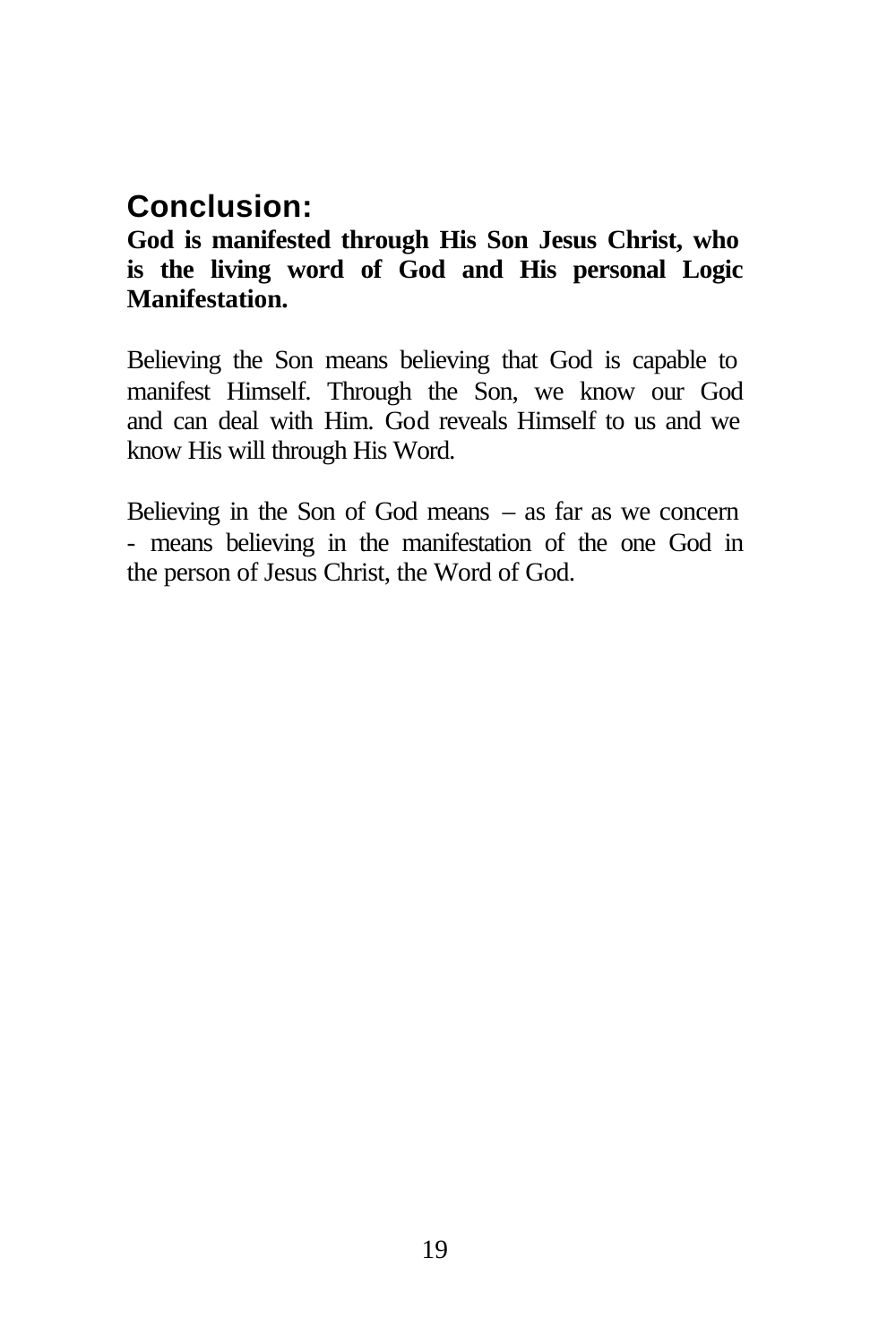## Conclusion:

**God is manifested through His Son Jesus Christ, who is the living word of God and His personal Logic Manifestation.**

Believing the Son means believing that God is capable to manifest Himself. Through the Son, we know our God and can deal with Him. God reveals Himself to us and we know His will through His Word.

Believing in the Son of God means – as far as we concern - means believing in the manifestation of the one God in the person of Jesus Christ, the Word of God.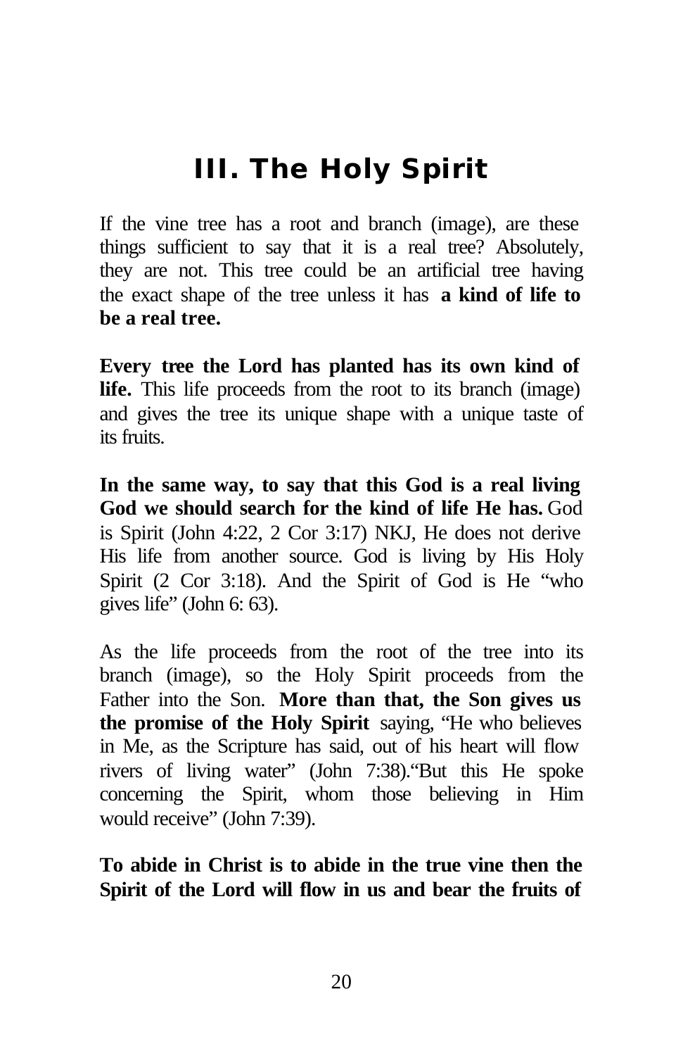# III. The Holy Spirit

If the vine tree has a root and branch (image), are these things sufficient to say that it is a real tree? Absolutely, they are not. This tree could be an artificial tree having the exact shape of the tree unless it has **a kind of life to be a real tree.**

**Every tree the Lord has planted has its own kind of life.** This life proceeds from the root to its branch (image) and gives the tree its unique shape with a unique taste of its fruits.

**In the same way, to say that this God is a real living God we should search for the kind of life He has.** God is Spirit (John 4:22, 2 Cor 3:17) NKJ, He does not derive His life from another source. God is living by His Holy Spirit (2 Cor 3:18). And the Spirit of God is He "who gives life" (John 6: 63).

As the life proceeds from the root of the tree into its branch (image), so the Holy Spirit proceeds from the Father into the Son. **More than that, the Son gives us the promise of the Holy Spirit** saying, "He who believes in Me, as the Scripture has said, out of his heart will flow rivers of living water" (John 7:38)."But this He spoke concerning the Spirit, whom those believing in Him would receive" (John 7:39).

**To abide in Christ is to abide in the true vine then the Spirit of the Lord will flow in us and bear the fruits of**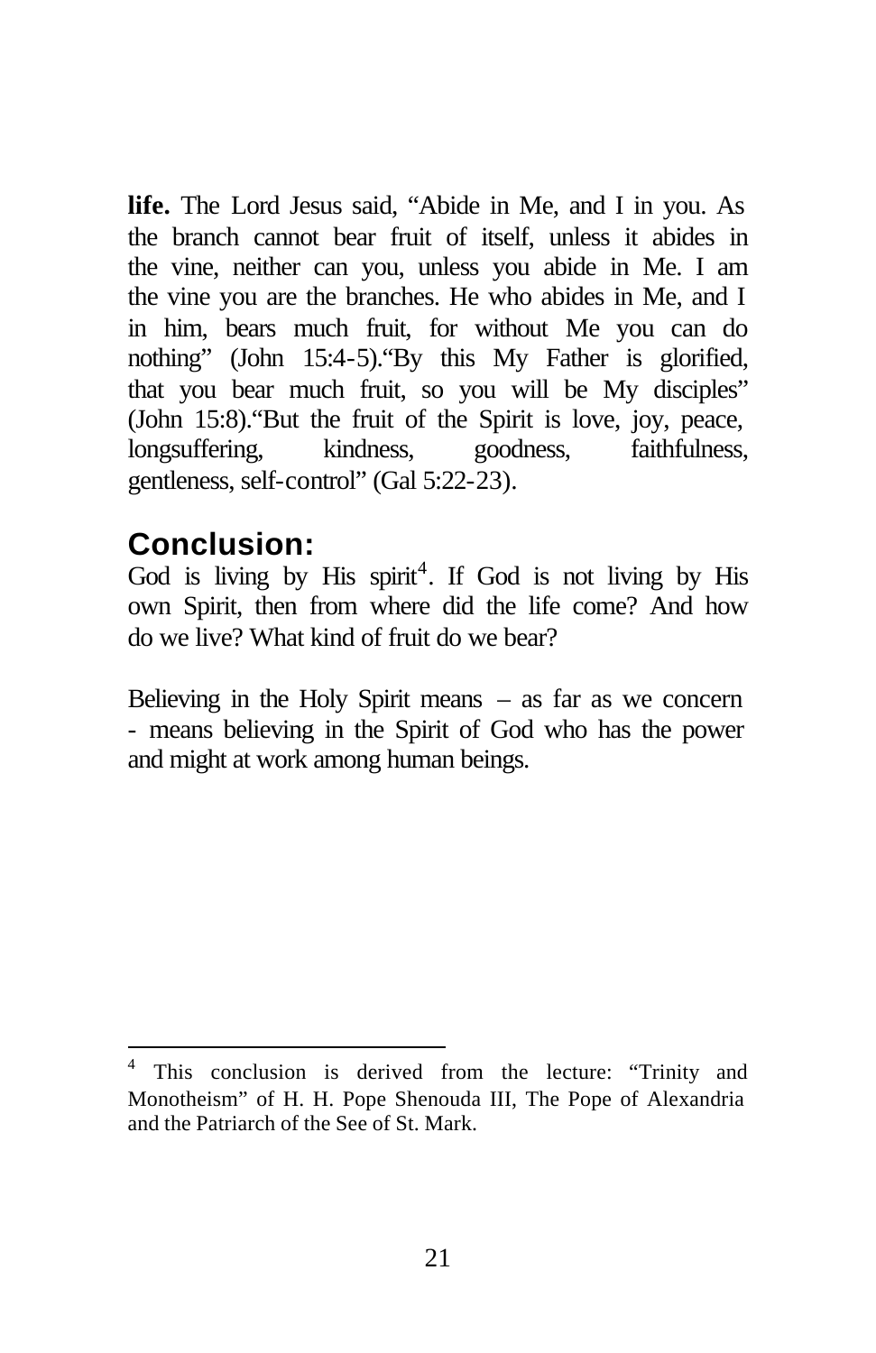**life.** The Lord Jesus said, "Abide in Me, and I in you. As the branch cannot bear fruit of itself, unless it abides in the vine, neither can you, unless you abide in Me. I am the vine you are the branches. He who abides in Me, and I in him, bears much fruit, for without Me you can do nothing" (John 15:4-5)."By this My Father is glorified, that you bear much fruit, so you will be My disciples" (John 15:8)."But the fruit of the Spirit is love, joy, peace, longsuffering, kindness, goodness, faithfulness, gentleness, self-control" (Gal 5:22-23).

## Conclusion:

God is living by His spirit[4]. If God is not living by His own Spirit, then from where did the life come? And how do we live? What kind of fruit do we bear?

Believing in the Holy Spirit means – as far as we concern - means believing in the Spirit of God who has the power and might at work among human beings.

---

[4] This conclusion is derived from the lecture: "Trinity and Monotheism" of H. H. Pope Shenouda III, The Pope of Alexandria and the Patriarch of the See of St. Mark.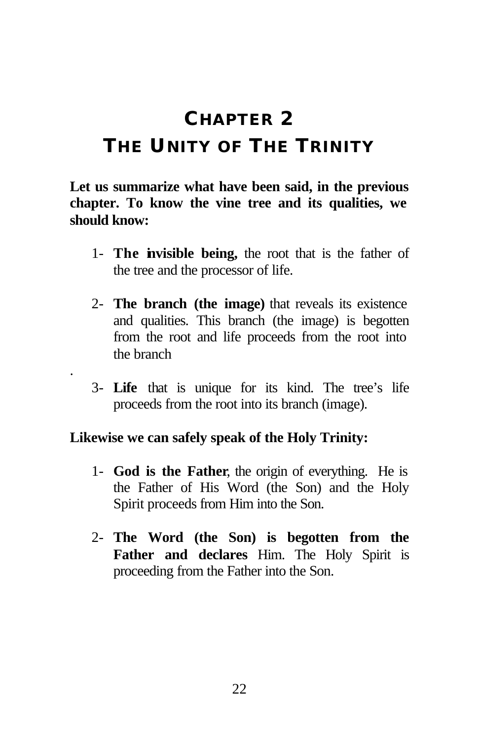# CHAPTER 2
# THE UNITY OF THE TRINITY

**Let us summarize what have been said, in the previous chapter. To know the vine tree and its qualities, we should know:**

1- **The invisible being,** the root that is the father of the tree and the processor of life.

2- **The branch (the image)** that reveals its existence and qualities. This branch (the image) is begotten from the root and life proceeds from the root into the branch

.

3- **Life** that is unique for its kind. The tree's life proceeds from the root into its branch (image).

**Likewise we can safely speak of the Holy Trinity:**

1- **God is the Father**, the origin of everything. He is the Father of His Word (the Son) and the Holy Spirit proceeds from Him into the Son.

2- **The Word (the Son) is begotten from the Father and declares** Him. The Holy Spirit is proceeding from the Father into the Son.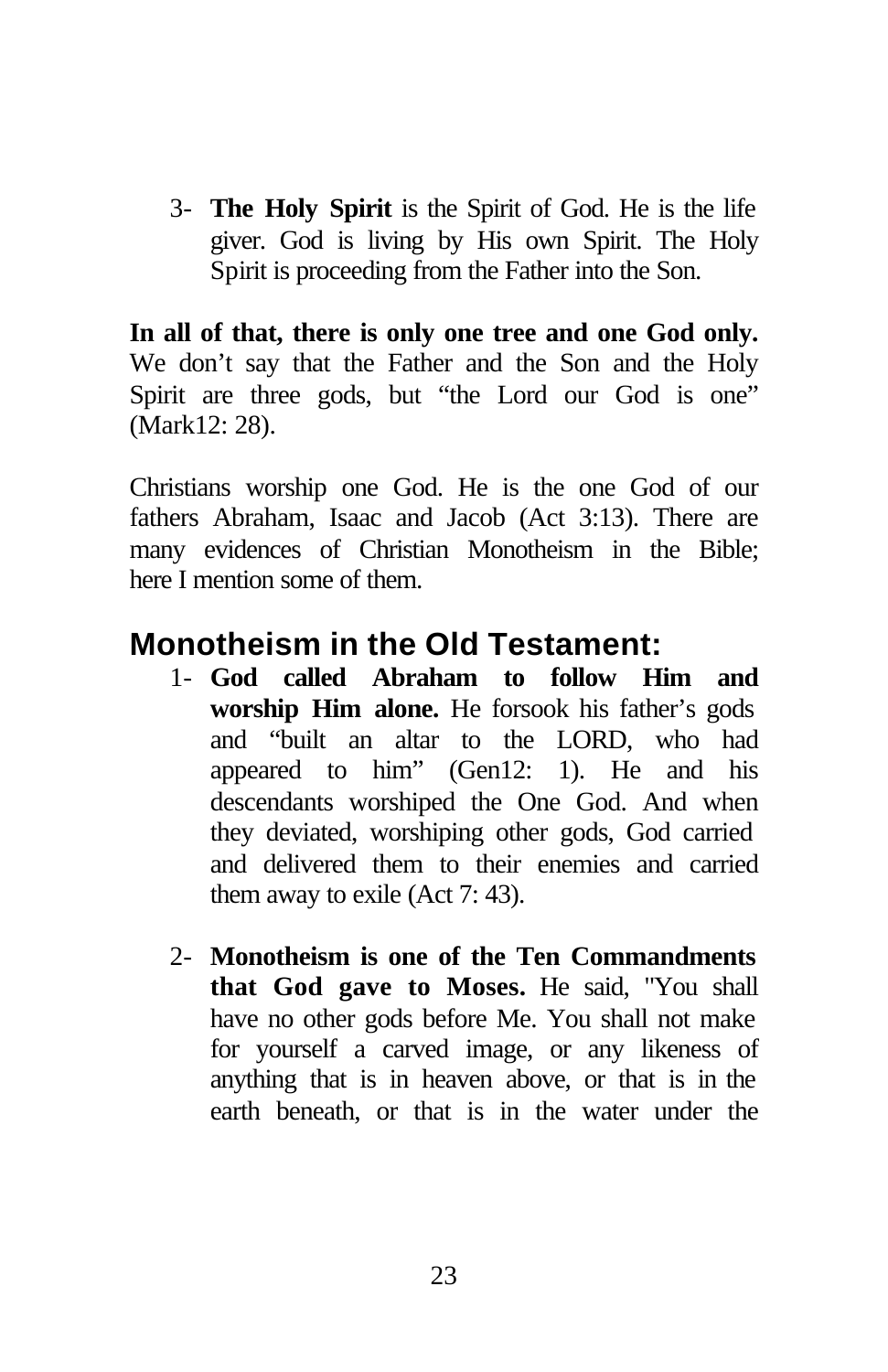3. **The Holy Spirit** is the Spirit of God. He is the life giver. God is living by His own Spirit. The Holy Spirit is proceeding from the Father into the Son.

**In all of that, there is only one tree and one God only.** We don't say that the Father and the Son and the Holy Spirit are three gods, but "the Lord our God is one" (Mark12: 28).

Christians worship one God. He is the one God of our fathers Abraham, Isaac and Jacob (Act 3:13). There are many evidences of Christian Monotheism in the Bible; here I mention some of them.

## Monotheism in the Old Testament:

1. **God called Abraham to follow Him and worship Him alone.** He forsook his father's gods and "built an altar to the LORD, who had appeared to him" (Gen12: 1). He and his descendants worshiped the One God. And when they deviated, worshiping other gods, God carried and delivered them to their enemies and carried them away to exile (Act 7: 43).

2. **Monotheism is one of the Ten Commandments that God gave to Moses.** He said, "You shall have no other gods before Me. You shall not make for yourself a carved image, or any likeness of anything that is in heaven above, or that is in the earth beneath, or that is in the water under the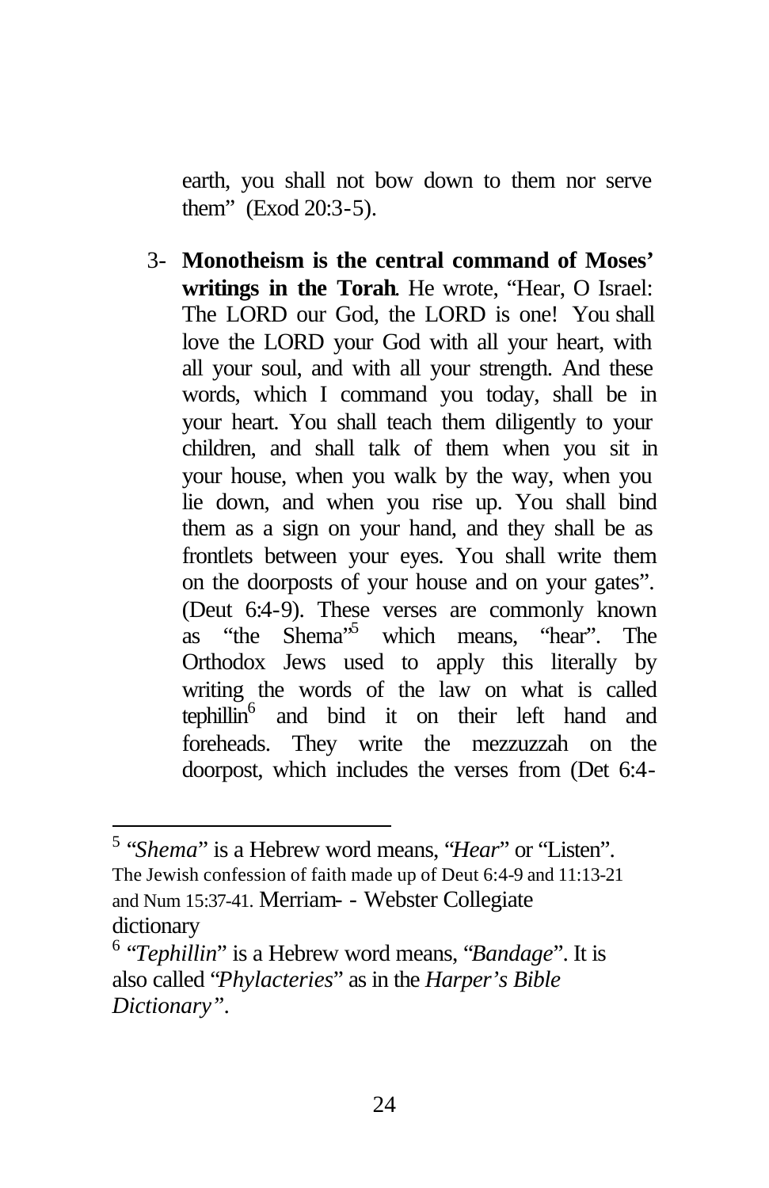earth, you shall not bow down to them nor serve them" (Exod 20:3-5).

3- **Monotheism is the central command of Moses' writings in the Torah**. He wrote, "Hear, O Israel: The LORD our God, the LORD is one! You shall love the LORD your God with all your heart, with all your soul, and with all your strength. And these words, which I command you today, shall be in your heart. You shall teach them diligently to your children, and shall talk of them when you sit in your house, when you walk by the way, when you lie down, and when you rise up. You shall bind them as a sign on your hand, and they shall be as frontlets between your eyes. You shall write them on the doorposts of your house and on your gates". (Deut 6:4-9). These verses are commonly known as "the Shema"[5] which means, "hear". The Orthodox Jews used to apply this literally by writing the words of the law on what is called tephillin[6] and bind it on their left hand and foreheads. They write the mezzuzzah on the doorpost, which includes the verses from (Det 6:4-

---

[5] "*Shema*" is a Hebrew word means, "*Hear*" or "Listen". The Jewish confession of faith made up of Deut 6:4-9 and 11:13-21 and Num 15:37-41. Merriam- - Webster Collegiate dictionary

[6] "*Tephillin*" is a Hebrew word means, "*Bandage*". It is also called "*Phylacteries*" as in the *Harper's Bible Dictionary".*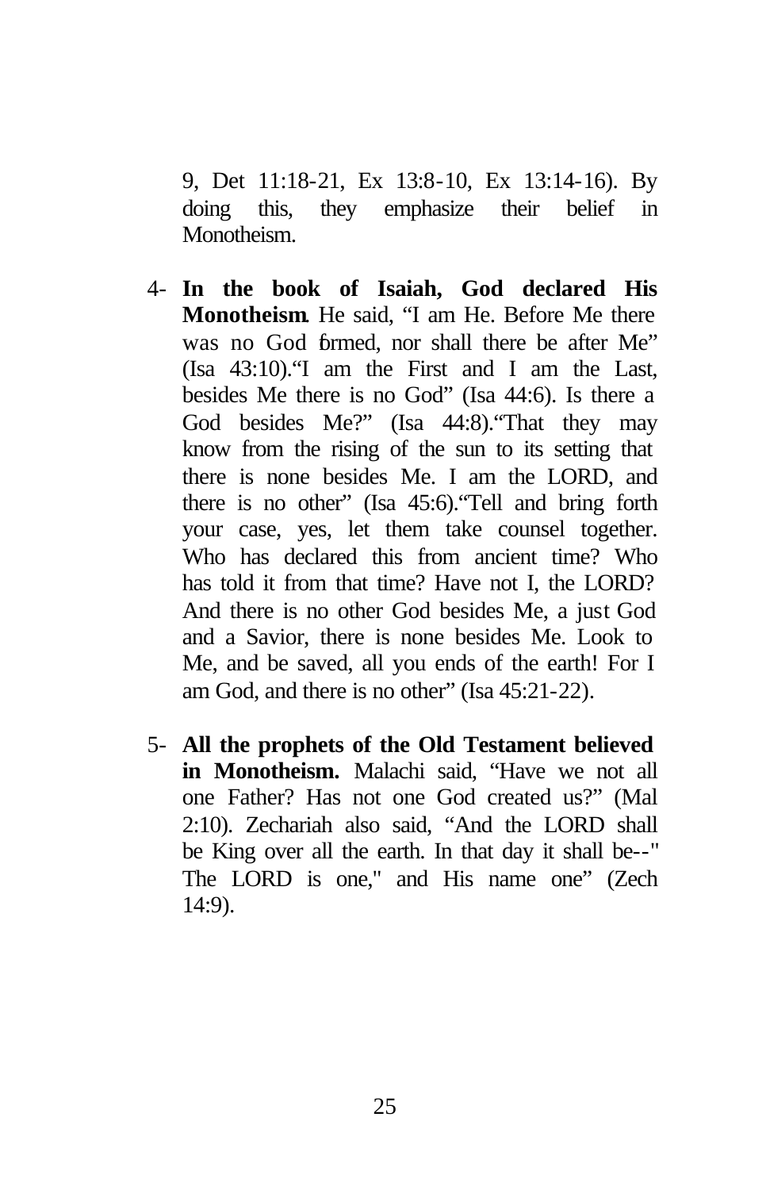9, Det 11:18-21, Ex 13:8-10, Ex 13:14-16). By doing this, they emphasize their belief in Monotheism.

4- **In the book of Isaiah, God declared His Monotheism**. He said, "I am He. Before Me there was no God formed, nor shall there be after Me" (Isa 43:10)."I am the First and I am the Last, besides Me there is no God" (Isa 44:6). Is there a God besides Me?" (Isa 44:8)."That they may know from the rising of the sun to its setting that there is none besides Me. I am the LORD, and there is no other" (Isa 45:6)."Tell and bring forth your case, yes, let them take counsel together. Who has declared this from ancient time? Who has told it from that time? Have not I, the LORD? And there is no other God besides Me, a just God and a Savior, there is none besides Me. Look to Me, and be saved, all you ends of the earth! For I am God, and there is no other" (Isa 45:21-22).

5- **All the prophets of the Old Testament believed in Monotheism.** Malachi said, "Have we not all one Father? Has not one God created us?" (Mal 2:10). Zechariah also said, "And the LORD shall be King over all the earth. In that day it shall be--" The LORD is one," and His name one" (Zech 14:9).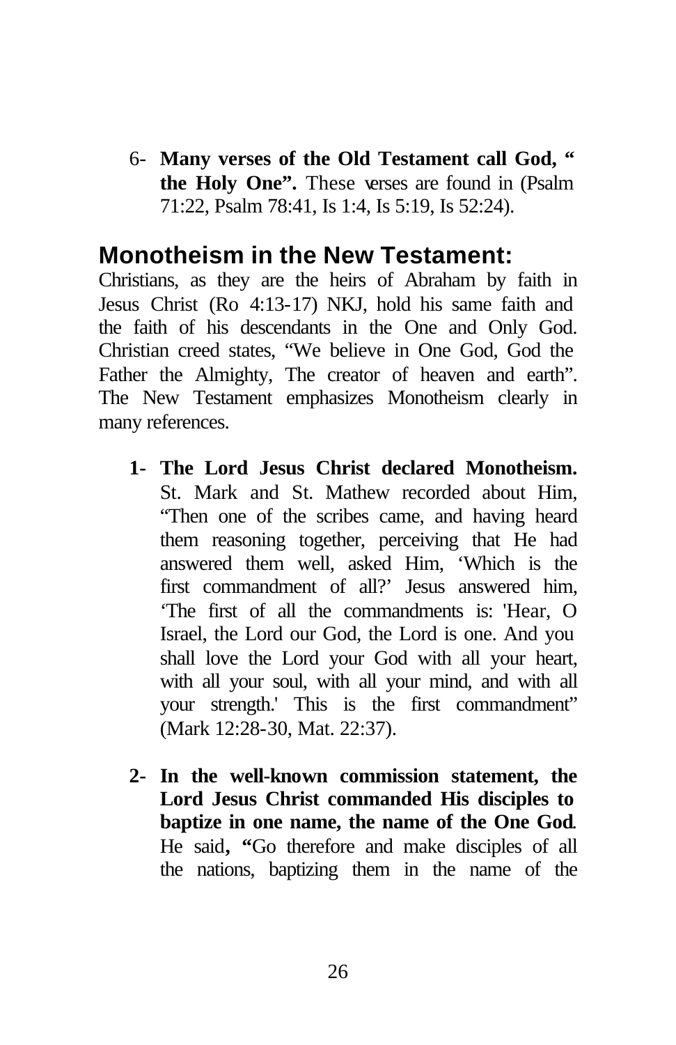6- **Many verses of the Old Testament call God, " the Holy One".** These verses are found in (Psalm 71:22, Psalm 78:41, Is 1:4, Is 5:19, Is 52:24).

## Monotheism in the New Testament:

Christians, as they are the heirs of Abraham by faith in Jesus Christ (Ro 4:13-17) NKJ, hold his same faith and the faith of his descendants in the One and Only God. Christian creed states, "We believe in One God, God the Father the Almighty, The creator of heaven and earth". The New Testament emphasizes Monotheism clearly in many references.

1- **The Lord Jesus Christ declared Monotheism.** St. Mark and St. Mathew recorded about Him, "Then one of the scribes came, and having heard them reasoning together, perceiving that He had answered them well, asked Him, 'Which is the first commandment of all?' Jesus answered him, 'The first of all the commandments is: 'Hear, O Israel, the Lord our God, the Lord is one. And you shall love the Lord your God with all your heart, with all your soul, with all your mind, and with all your strength.' This is the first commandment" (Mark 12:28-30, Mat. 22:37).

2- **In the well-known commission statement, the Lord Jesus Christ commanded His disciples to baptize in one name, the name of the One God**. He said**, "**Go therefore and make disciples of all the nations, baptizing them in the name of the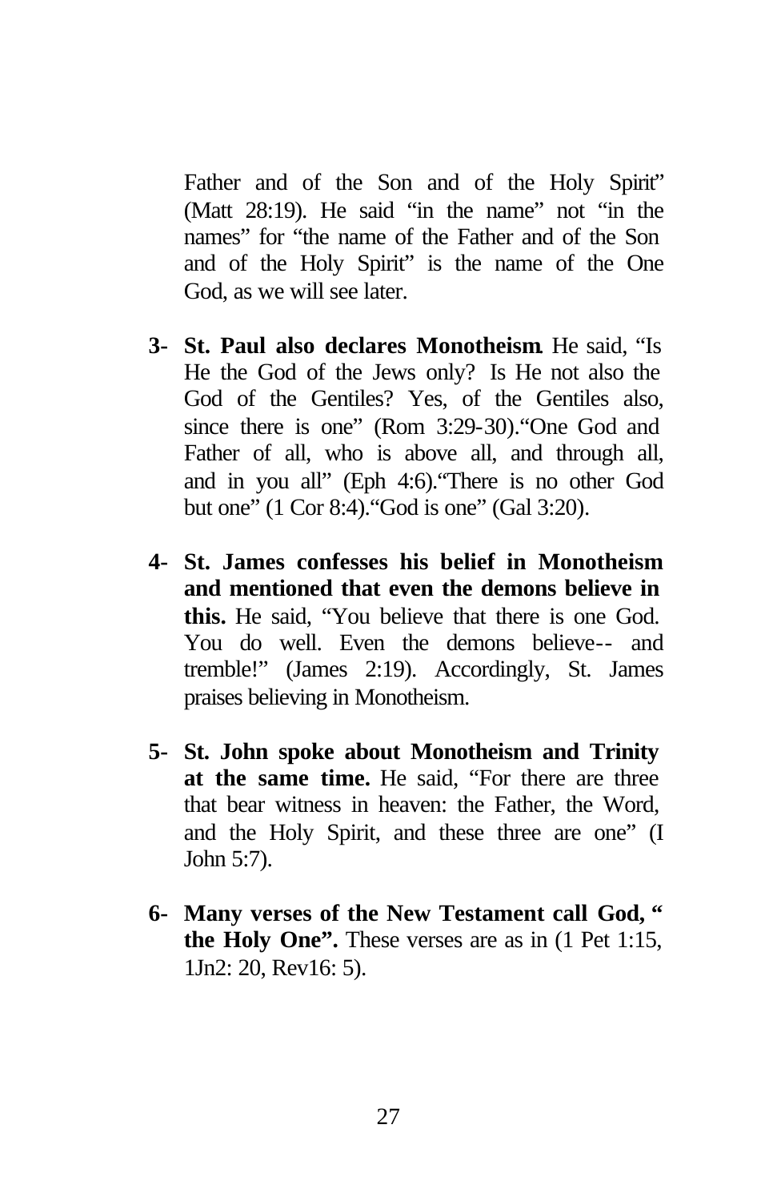Father and of the Son and of the Holy Spirit" (Matt 28:19). He said "in the name" not "in the names" for "the name of the Father and of the Son and of the Holy Spirit" is the name of the One God, as we will see later.

3- **St. Paul also declares Monotheism**. He said, "Is He the God of the Jews only? Is He not also the God of the Gentiles? Yes, of the Gentiles also, since there is one" (Rom 3:29-30)."One God and Father of all, who is above all, and through all, and in you all" (Eph 4:6)."There is no other God but one" (1 Cor 8:4)."God is one" (Gal 3:20).

4- **St. James confesses his belief in Monotheism and mentioned that even the demons believe in this.** He said, "You believe that there is one God. You do well. Even the demons believe-- and tremble!" (James 2:19). Accordingly, St. James praises believing in Monotheism.

5- **St. John spoke about Monotheism and Trinity at the same time.** He said, "For there are three that bear witness in heaven: the Father, the Word, and the Holy Spirit, and these three are one" (I John 5:7).

6- **Many verses of the New Testament call God, " the Holy One".** These verses are as in (1 Pet 1:15, 1Jn2: 20, Rev16: 5).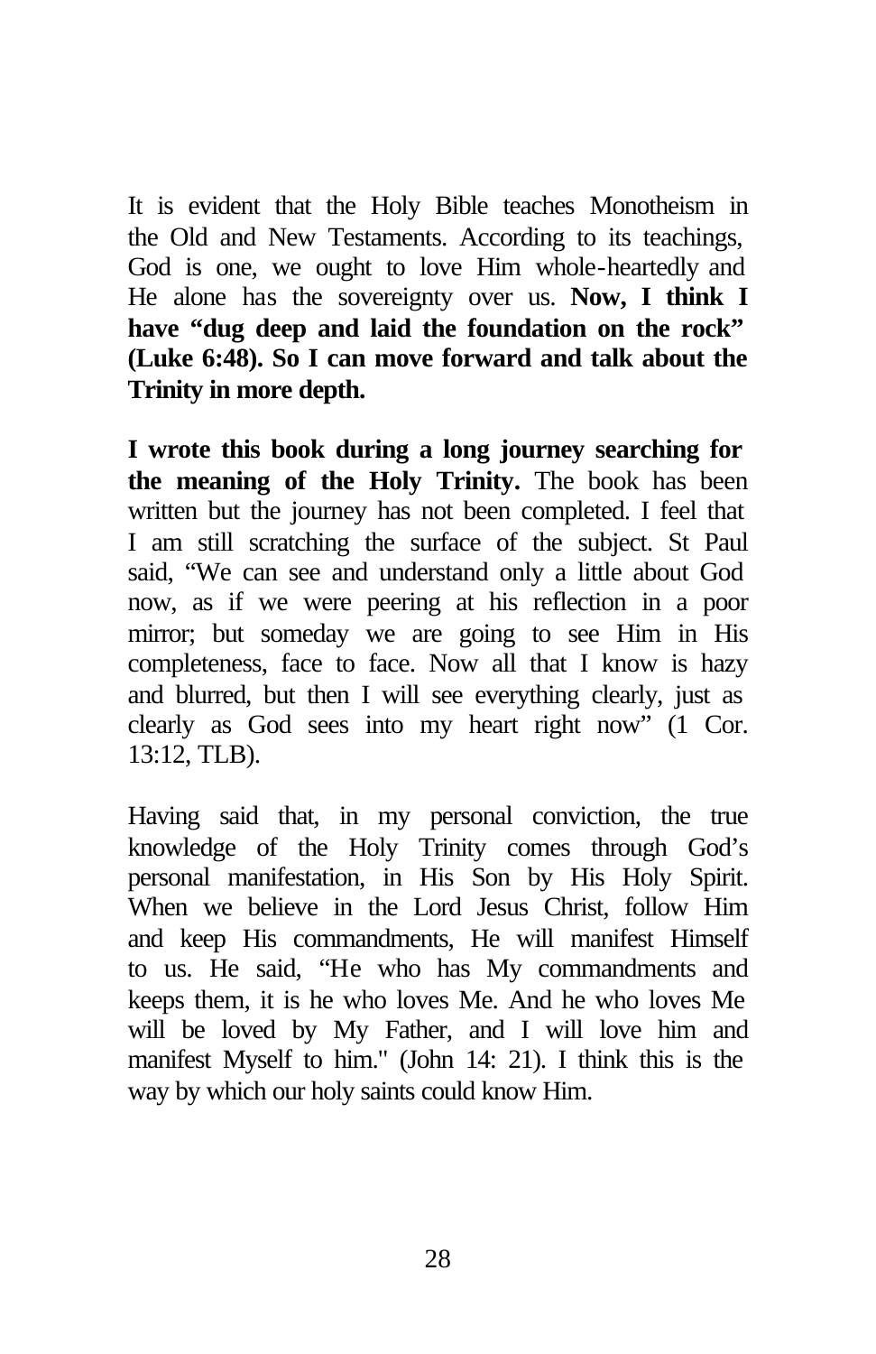It is evident that the Holy Bible teaches Monotheism in the Old and New Testaments. According to its teachings, God is one, we ought to love Him whole-heartedly and He alone has the sovereignty over us. **Now, I think I have "dug deep and laid the foundation on the rock" (Luke 6:48). So I can move forward and talk about the Trinity in more depth.**

**I wrote this book during a long journey searching for the meaning of the Holy Trinity.** The book has been written but the journey has not been completed. I feel that I am still scratching the surface of the subject. St Paul said, "We can see and understand only a little about God now, as if we were peering at his reflection in a poor mirror; but someday we are going to see Him in His completeness, face to face. Now all that I know is hazy and blurred, but then I will see everything clearly, just as clearly as God sees into my heart right now" (1 Cor. 13:12, TLB).

Having said that, in my personal conviction, the true knowledge of the Holy Trinity comes through God's personal manifestation, in His Son by His Holy Spirit. When we believe in the Lord Jesus Christ, follow Him and keep His commandments, He will manifest Himself to us. He said, "He who has My commandments and keeps them, it is he who loves Me. And he who loves Me will be loved by My Father, and I will love him and manifest Myself to him." (John 14: 21). I think this is the way by which our holy saints could know Him.